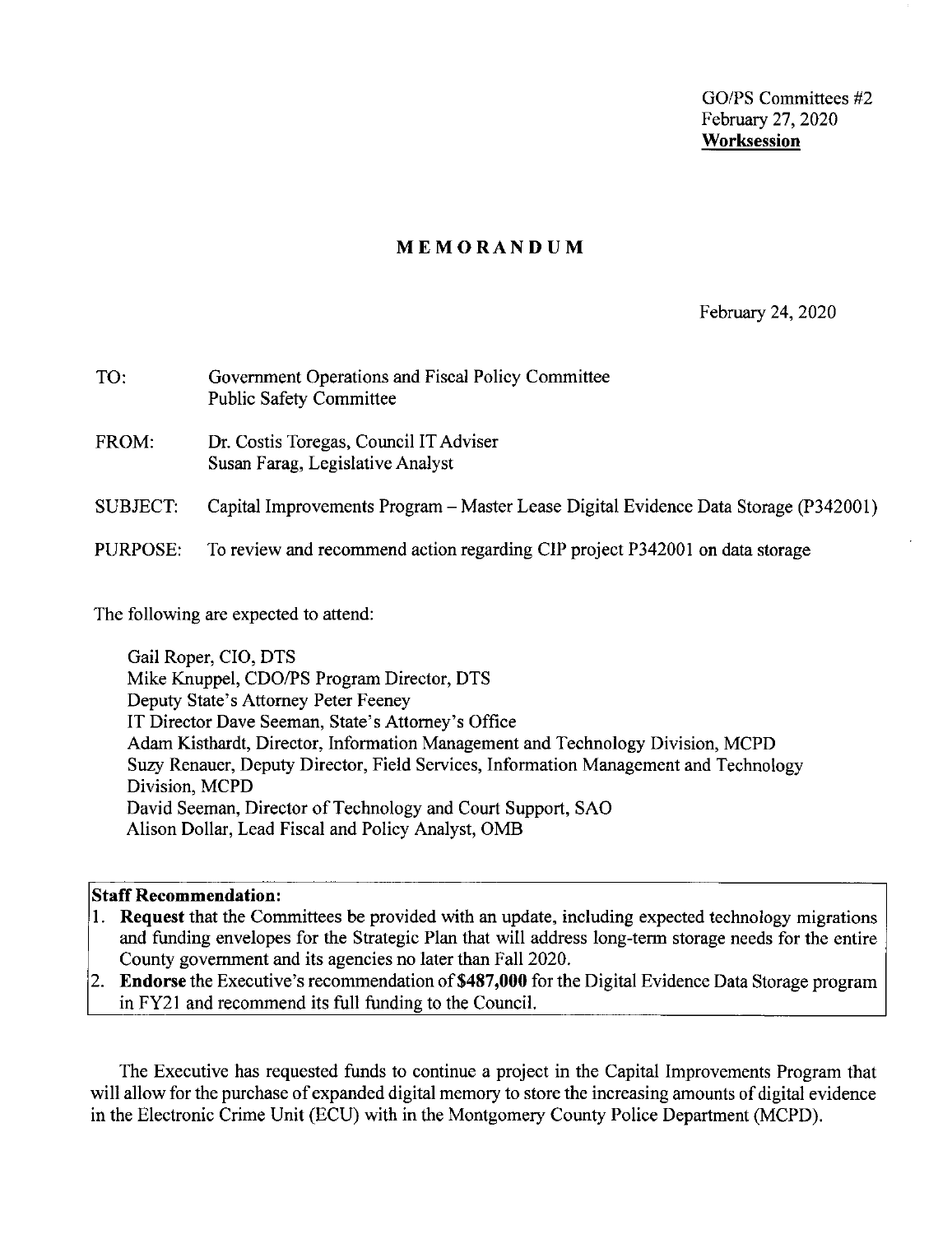GO/PS Committees #2
February 27, 2020
**Worksession**

# MEMORANDUM

February 24, 2020

TO: Government Operations and Fiscal Policy Committee
Public Safety Committee

FROM: Dr. Costis Toregas, Council IT Adviser
Susan Farag, Legislative Analyst

SUBJECT: Capital Improvements Program – Master Lease Digital Evidence Data Storage (P342001)

PURPOSE: To review and recommend action regarding CIP project P342001 on data storage

The following are expected to attend:

Gail Roper, CIO, DTS
Mike Knuppel, CDO/PS Program Director, DTS
Deputy State's Attorney Peter Feeney
IT Director Dave Seeman, State's Attorney's Office
Adam Kisthardt, Director, Information Management and Technology Division, MCPD
Suzy Renauer, Deputy Director, Field Services, Information Management and Technology Division, MCPD
David Seeman, Director of Technology and Court Support, SAO
Alison Dollar, Lead Fiscal and Policy Analyst, OMB

**Staff Recommendation:**

1. **Request** that the Committees be provided with an update, including expected technology migrations and funding envelopes for the Strategic Plan that will address long-term storage needs for the entire County government and its agencies no later than Fall 2020.
2. **Endorse** the Executive's recommendation of **$487,000** for the Digital Evidence Data Storage program in FY21 and recommend its full funding to the Council.

The Executive has requested funds to continue a project in the Capital Improvements Program that will allow for the purchase of expanded digital memory to store the increasing amounts of digital evidence in the Electronic Crime Unit (ECU) with in the Montgomery County Police Department (MCPD).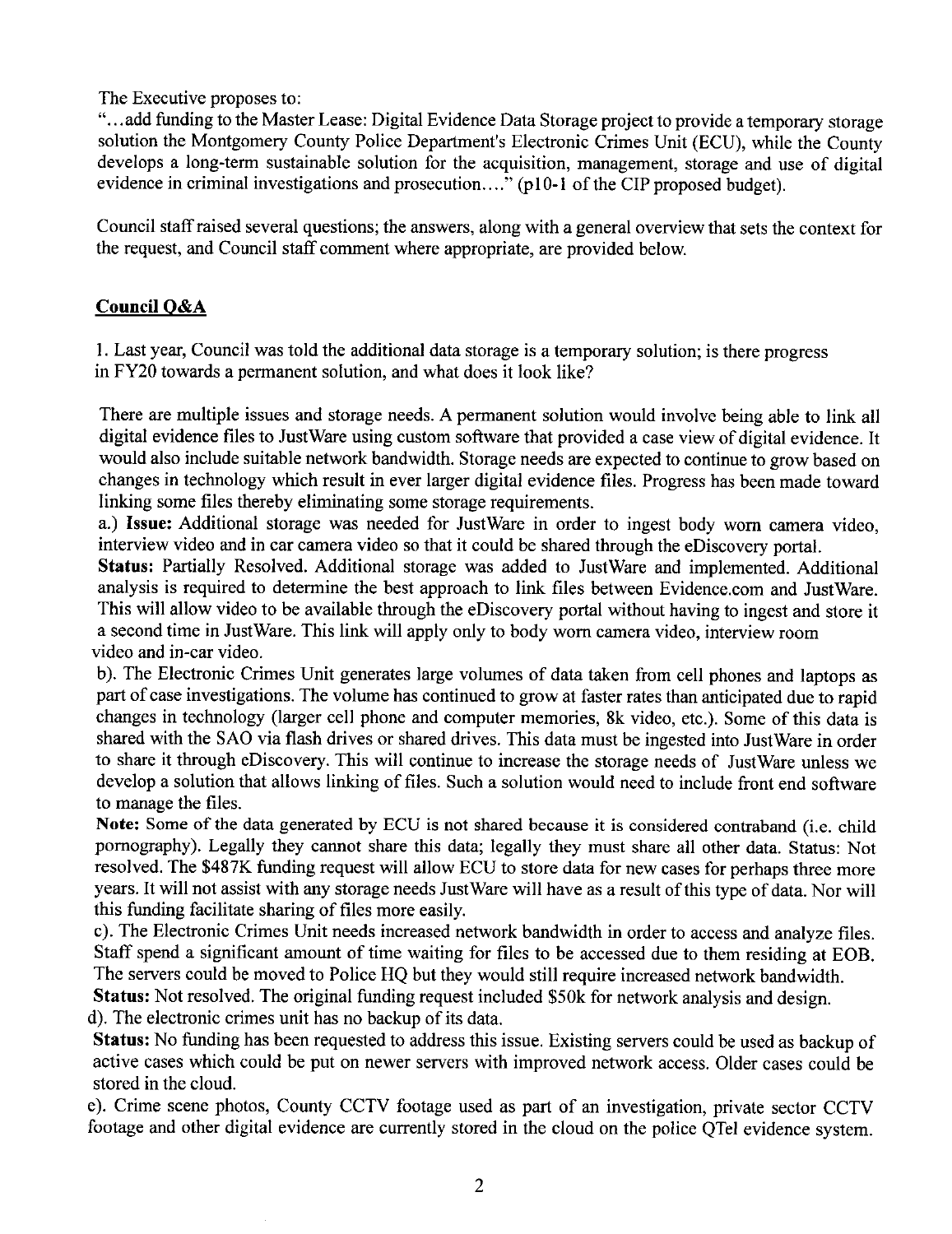The Executive proposes to:

"…add funding to the Master Lease: Digital Evidence Data Storage project to provide a temporary storage solution the Montgomery County Police Department's Electronic Crimes Unit (ECU), while the County develops a long-term sustainable solution for the acquisition, management, storage and use of digital evidence in criminal investigations and prosecution…." (p10-1 of the CIP proposed budget).

Council staff raised several questions; the answers, along with a general overview that sets the context for the request, and Council staff comment where appropriate, are provided below.

**Council Q&A**

1. Last year, Council was told the additional data storage is a temporary solution; is there progress in FY20 towards a permanent solution, and what does it look like?

There are multiple issues and storage needs. A permanent solution would involve being able to link all digital evidence files to JustWare using custom software that provided a case view of digital evidence. It would also include suitable network bandwidth. Storage needs are expected to continue to grow based on changes in technology which result in ever larger digital evidence files. Progress has been made toward linking some files thereby eliminating some storage requirements.

a.) **Issue:** Additional storage was needed for JustWare in order to ingest body worn camera video, interview video and in car camera video so that it could be shared through the eDiscovery portal.

**Status:** Partially Resolved. Additional storage was added to JustWare and implemented. Additional analysis is required to determine the best approach to link files between Evidence.com and JustWare. This will allow video to be available through the eDiscovery portal without having to ingest and store it a second time in JustWare. This link will apply only to body worn camera video, interview room video and in-car video.

b). The Electronic Crimes Unit generates large volumes of data taken from cell phones and laptops as part of case investigations. The volume has continued to grow at faster rates than anticipated due to rapid changes in technology (larger cell phone and computer memories, 8k video, etc.). Some of this data is shared with the SAO via flash drives or shared drives. This data must be ingested into JustWare in order to share it through eDiscovery. This will continue to increase the storage needs of JustWare unless we develop a solution that allows linking of files. Such a solution would need to include front end software to manage the files.

**Note:** Some of the data generated by ECU is not shared because it is considered contraband (i.e. child pornography). Legally they cannot share this data; legally they must share all other data. Status: Not resolved. The $487K funding request will allow ECU to store data for new cases for perhaps three more years. It will not assist with any storage needs JustWare will have as a result of this type of data. Nor will this funding facilitate sharing of files more easily.

c). The Electronic Crimes Unit needs increased network bandwidth in order to access and analyze files. Staff spend a significant amount of time waiting for files to be accessed due to them residing at EOB. The servers could be moved to Police HQ but they would still require increased network bandwidth.

**Status:** Not resolved. The original funding request included $50k for network analysis and design.

d). The electronic crimes unit has no backup of its data.

**Status:** No funding has been requested to address this issue. Existing servers could be used as backup of active cases which could be put on newer servers with improved network access. Older cases could be stored in the cloud.

e). Crime scene photos, County CCTV footage used as part of an investigation, private sector CCTV footage and other digital evidence are currently stored in the cloud on the police QTel evidence system.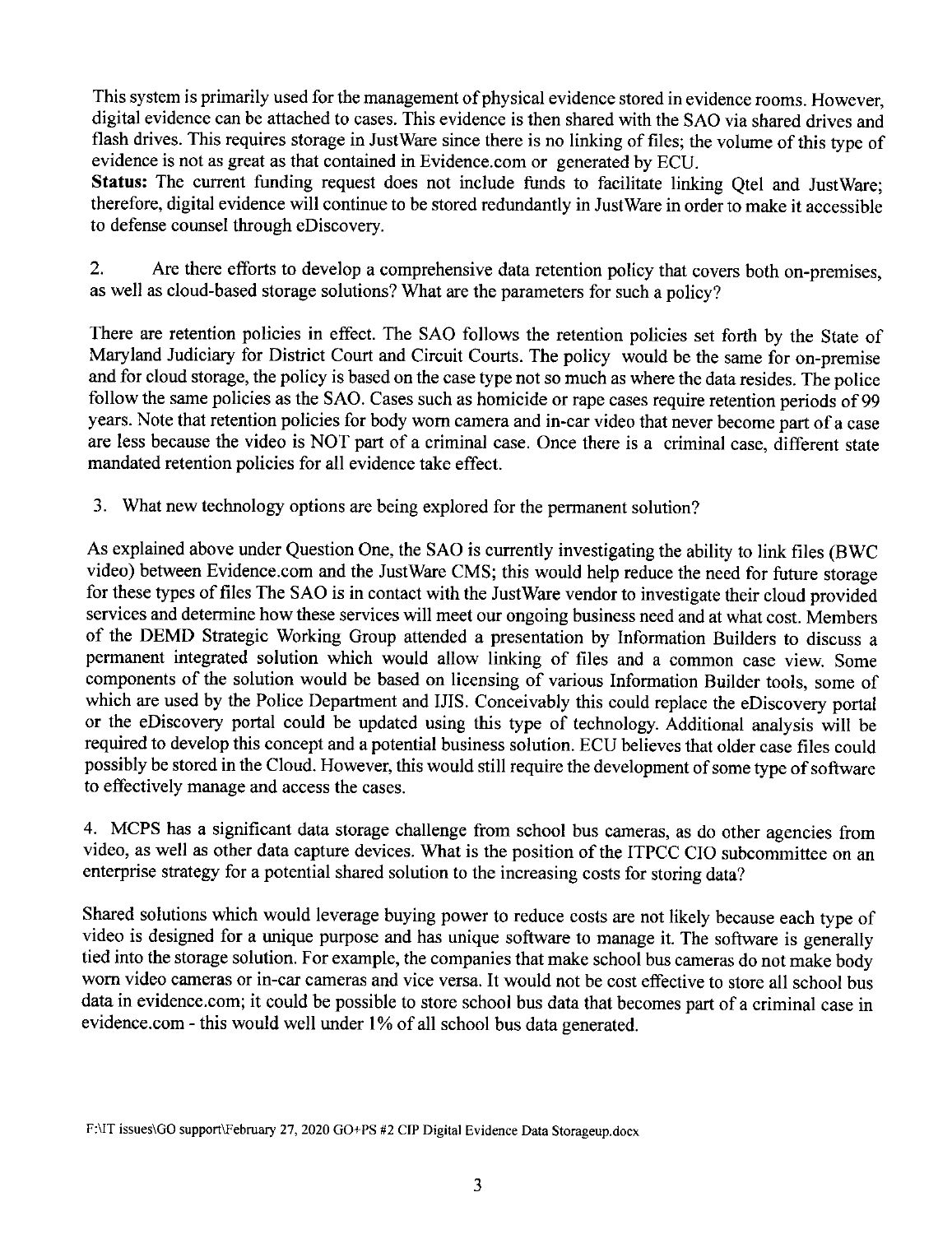This system is primarily used for the management of physical evidence stored in evidence rooms. However, digital evidence can be attached to cases. This evidence is then shared with the SAO via shared drives and flash drives. This requires storage in JustWare since there is no linking of files; the volume of this type of evidence is not as great as that contained in Evidence.com or generated by ECU.

**Status:** The current funding request does not include funds to facilitate linking Qtel and JustWare; therefore, digital evidence will continue to be stored redundantly in JustWare in order to make it accessible to defense counsel through eDiscovery.

2. Are there efforts to develop a comprehensive data retention policy that covers both on-premises, as well as cloud-based storage solutions? What are the parameters for such a policy?

There are retention policies in effect. The SAO follows the retention policies set forth by the State of Maryland Judiciary for District Court and Circuit Courts. The policy would be the same for on-premise and for cloud storage, the policy is based on the case type not so much as where the data resides. The police follow the same policies as the SAO. Cases such as homicide or rape cases require retention periods of 99 years. Note that retention policies for body worn camera and in-car video that never become part of a case are less because the video is NOT part of a criminal case. Once there is a criminal case, different state mandated retention policies for all evidence take effect.

3. What new technology options are being explored for the permanent solution?

As explained above under Question One, the SAO is currently investigating the ability to link files (BWC video) between Evidence.com and the JustWare CMS; this would help reduce the need for future storage for these types of files The SAO is in contact with the JustWare vendor to investigate their cloud provided services and determine how these services will meet our ongoing business need and at what cost. Members of the DEMD Strategic Working Group attended a presentation by Information Builders to discuss a permanent integrated solution which would allow linking of files and a common case view. Some components of the solution would be based on licensing of various Information Builder tools, some of which are used by the Police Department and IJIS. Conceivably this could replace the eDiscovery portal or the eDiscovery portal could be updated using this type of technology. Additional analysis will be required to develop this concept and a potential business solution. ECU believes that older case files could possibly be stored in the Cloud. However, this would still require the development of some type of software to effectively manage and access the cases.

4. MCPS has a significant data storage challenge from school bus cameras, as do other agencies from video, as well as other data capture devices. What is the position of the ITPCC CIO subcommittee on an enterprise strategy for a potential shared solution to the increasing costs for storing data?

Shared solutions which would leverage buying power to reduce costs are not likely because each type of video is designed for a unique purpose and has unique software to manage it. The software is generally tied into the storage solution. For example, the companies that make school bus cameras do not make body worn video cameras or in-car cameras and vice versa. It would not be cost effective to store all school bus data in evidence.com; it could be possible to store school bus data that becomes part of a criminal case in evidence.com - this would well under 1% of all school bus data generated.

F:\IT issues\GO support\February 27, 2020 GO+PS #2 CIP Digital Evidence Data Storageup.docx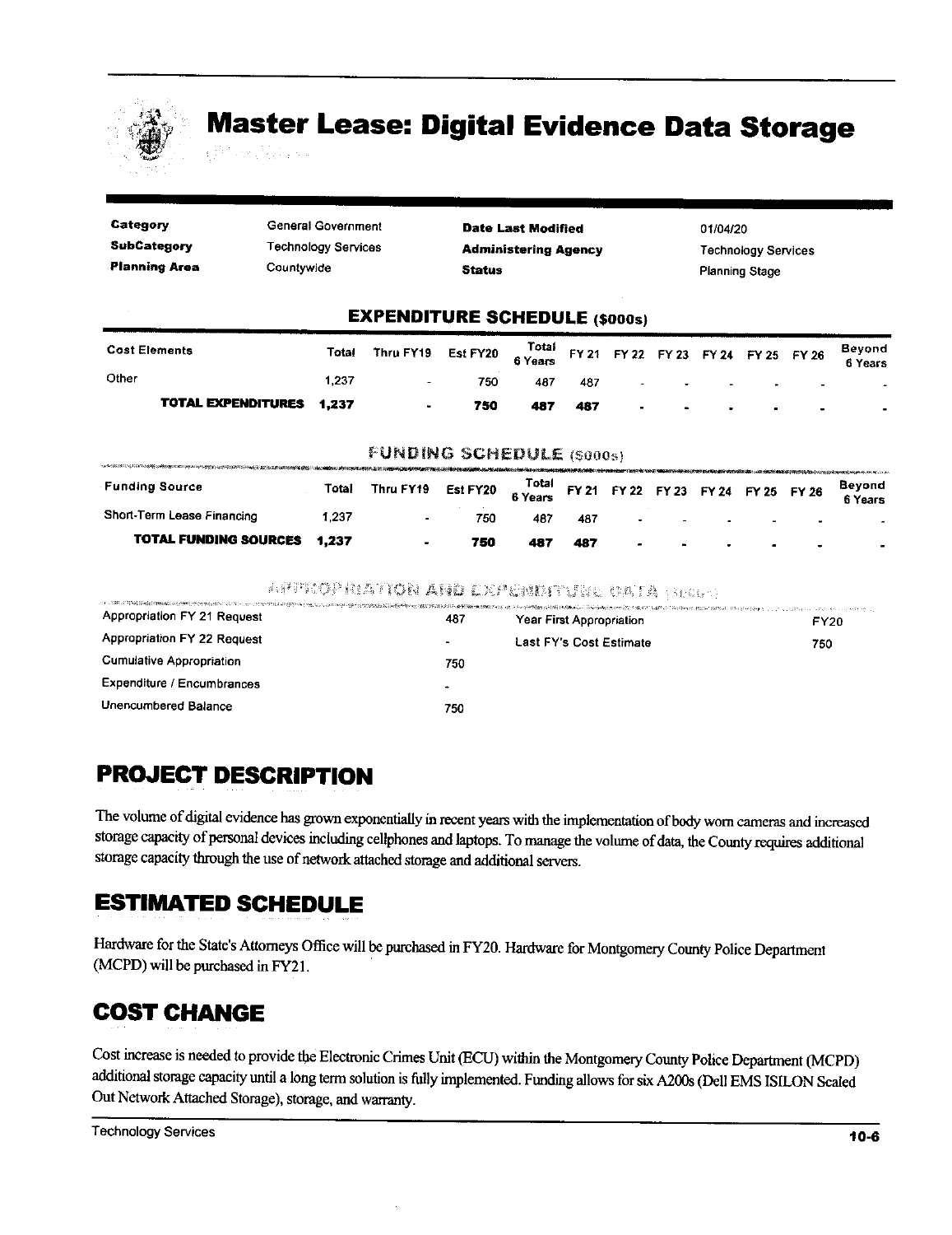# Master Lease: Digital Evidence Data Storage

| | | | |
|---|---|---|---|
| **Category** | General Government | **Date Last Modified** | 01/04/20 |
| **SubCategory** | Technology Services | **Administering Agency** | Technology Services |
| **Planning Area** | Countywide | **Status** | Planning Stage |

## EXPENDITURE SCHEDULE ($000s)

| Cost Elements | Total | Thru FY19 | Est FY20 | Total 6 Years | FY 21 | FY 22 | FY 23 | FY 24 | FY 25 | FY 26 | Beyond 6 Years |
|---|---|---|---|---|---|---|---|---|---|---|---|
| Other | 1,237 | - | 750 | 487 | 487 | - | - | - | - | - | - |
| **TOTAL EXPENDITURES** | **1,237** | **-** | **750** | **487** | **487** | **-** | **-** | **-** | **-** | **-** | **-** |

## FUNDING SCHEDULE ($000s)

| Funding Source | Total | Thru FY19 | Est FY20 | Total 6 Years | FY 21 | FY 22 | FY 23 | FY 24 | FY 25 | FY 26 | Beyond 6 Years |
|---|---|---|---|---|---|---|---|---|---|---|---|
| Short-Term Lease Financing | 1,237 | - | 750 | 487 | 487 | - | - | - | - | - | - |
| **TOTAL FUNDING SOURCES** | **1,237** | **-** | **750** | **487** | **487** | **-** | **-** | **-** | **-** | **-** | **-** |

## APPROPRIATION AND EXPENDITURE DATA ($000s)

| | | | |
|---|---|---|---|
| Appropriation FY 21 Request | 487 | Year First Appropriation | FY20 |
| Appropriation FY 22 Request | - | Last FY's Cost Estimate | 750 |
| Cumulative Appropriation | 750 | | |
| Expenditure / Encumbrances | - | | |
| Unencumbered Balance | 750 | | |

## PROJECT DESCRIPTION

The volume of digital evidence has grown exponentially in recent years with the implementation of body worn cameras and increased storage capacity of personal devices including cellphones and laptops. To manage the volume of data, the County requires additional storage capacity through the use of network attached storage and additional servers.

## ESTIMATED SCHEDULE

Hardware for the State's Attorneys Office will be purchased in FY20. Hardware for Montgomery County Police Department (MCPD) will be purchased in FY21.

## COST CHANGE

Cost increase is needed to provide the Electronic Crimes Unit (ECU) within the Montgomery County Police Department (MCPD) additional storage capacity until a long term solution is fully implemented. Funding allows for six A200s (Dell EMS ISILON Scaled Out Network Attached Storage), storage, and warranty.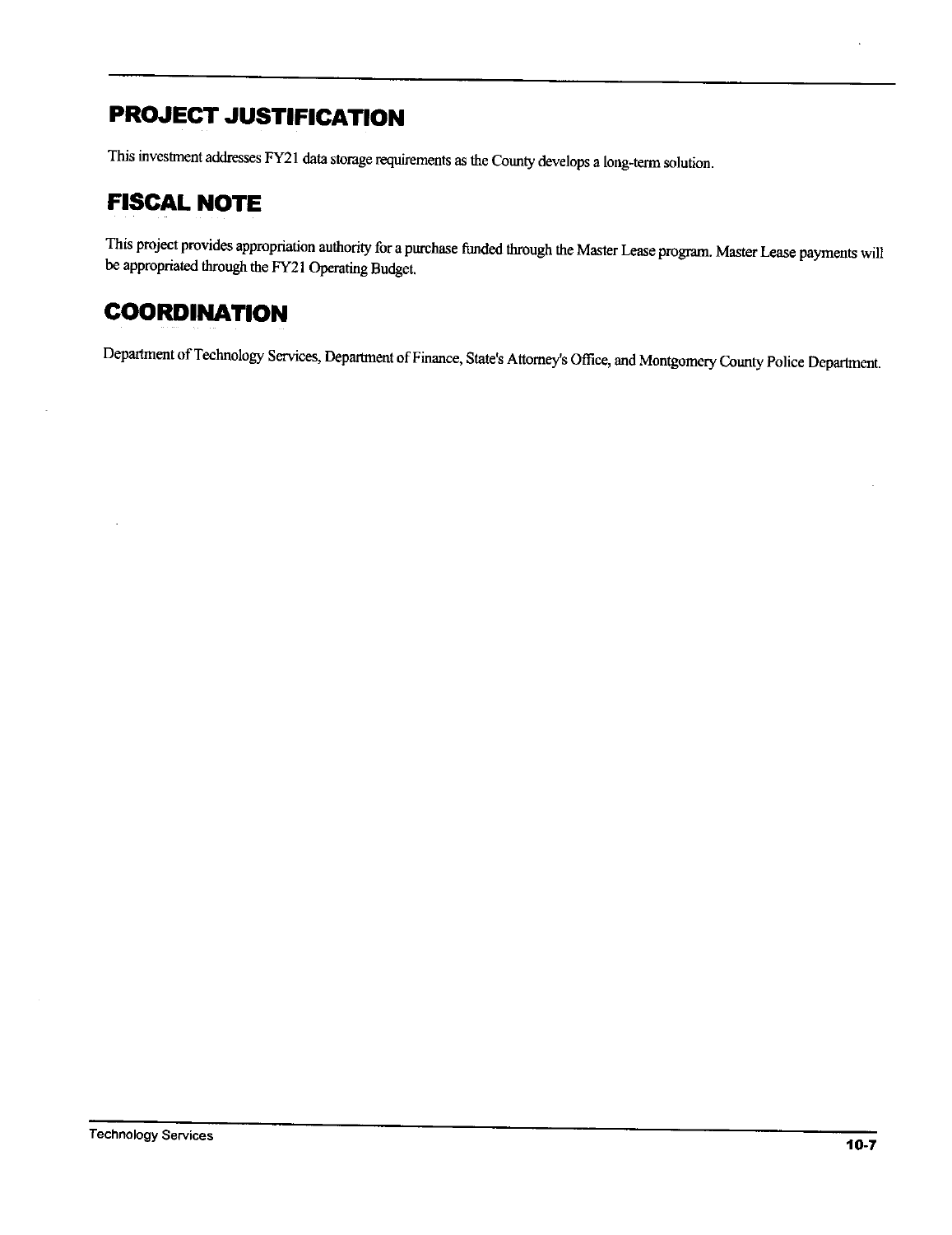## PROJECT JUSTIFICATION

This investment addresses FY21 data storage requirements as the County develops a long-term solution.

## FISCAL NOTE

This project provides appropriation authority for a purchase funded through the Master Lease program. Master Lease payments will be appropriated through the FY21 Operating Budget.

## COORDINATION

Department of Technology Services, Department of Finance, State's Attorney's Office, and Montgomery County Police Department.